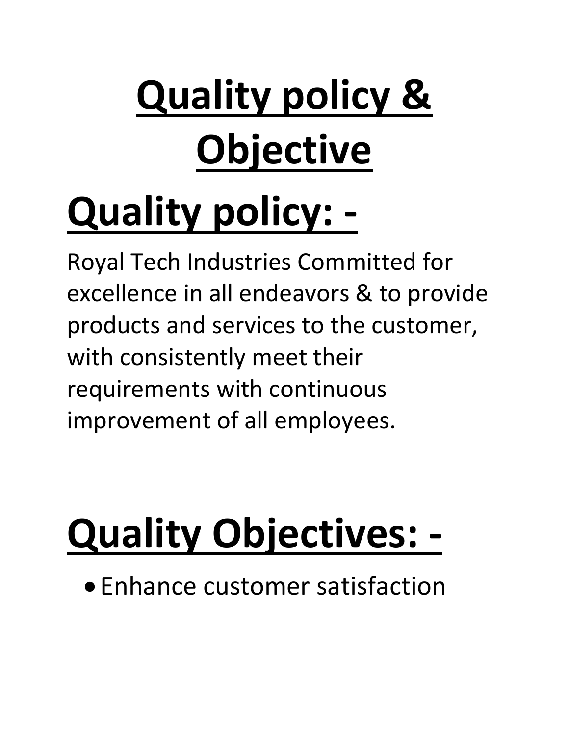# Quality policy & Objective

## Quality policy: -

Royal Tech Industries Committed for excellence in all endeavors & to provide products and services to the customer, with consistently meet their requirements with continuous improvement of all employees.

## Quality Objectives: -

- Enhance customer satisfaction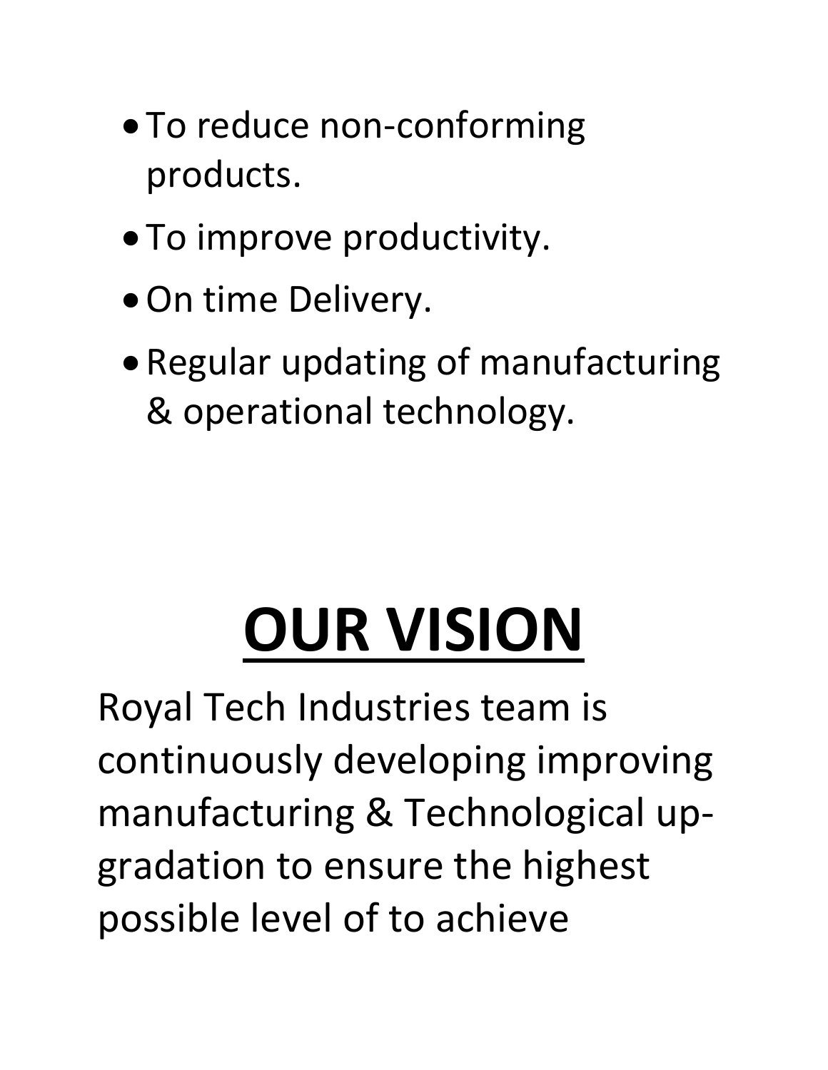- To reduce non-conforming products.
- To improve productivity.
- On time Delivery.
- Regular updating of manufacturing & operational technology.

# OUR VISION

Royal Tech Industries team is continuously developing improving manufacturing & Technological up-gradation to ensure the highest possible level of to achieve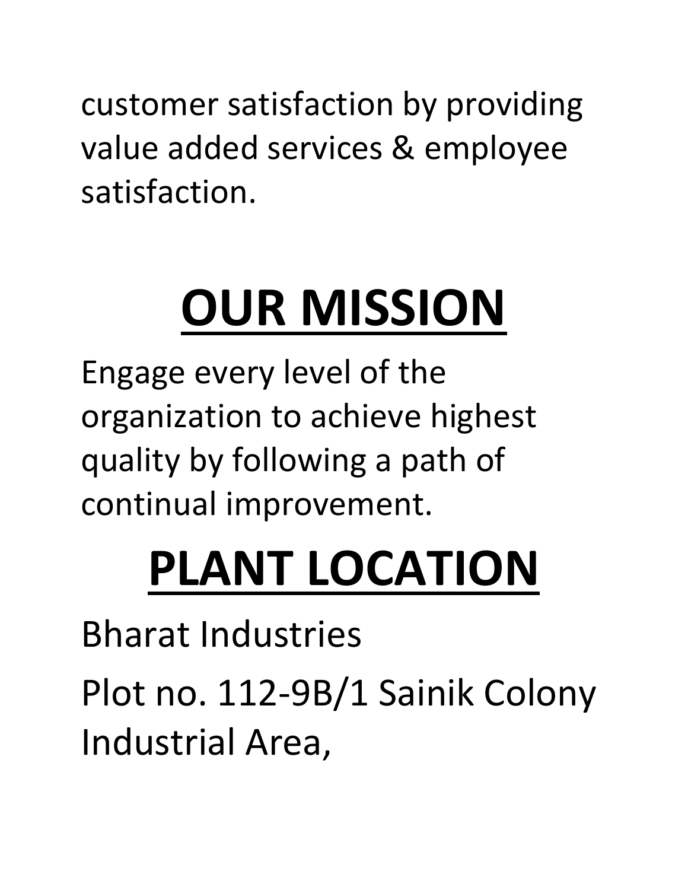customer satisfaction by providing value added services & employee satisfaction.

# OUR MISSION

Engage every level of the organization to achieve highest quality by following a path of continual improvement.

# PLANT LOCATION

Bharat Industries

Plot no. 112-9B/1 Sainik Colony Industrial Area,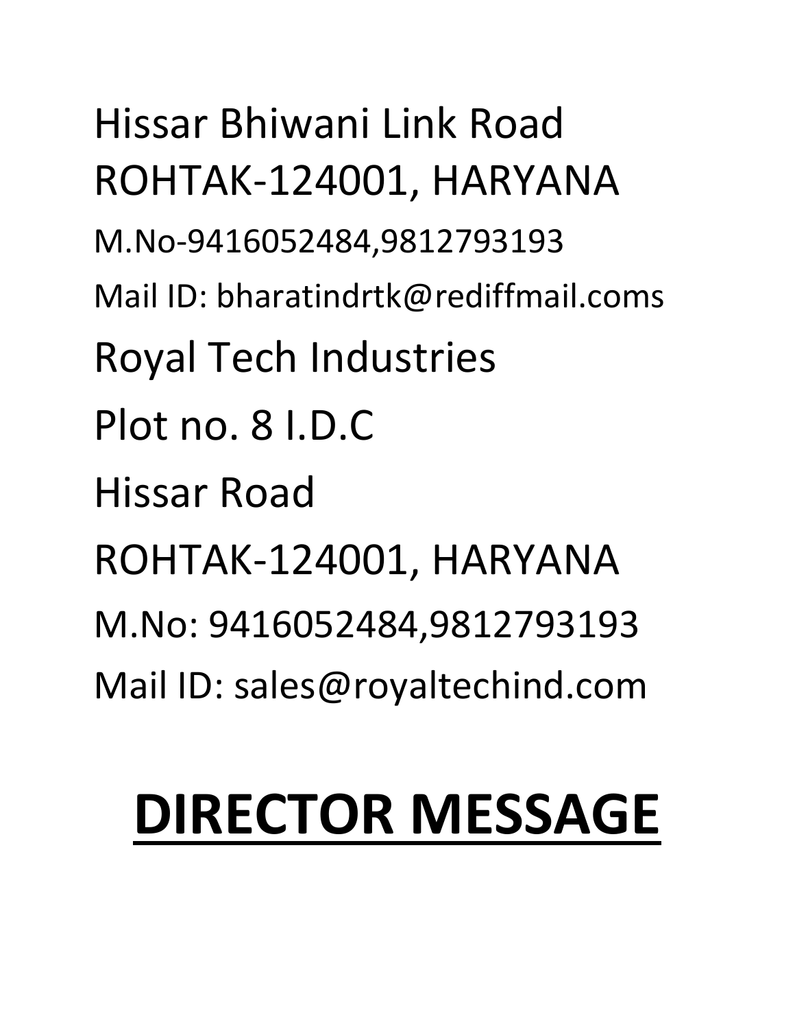Hissar Bhiwani Link Road

ROHTAK-124001, HARYANA

M.No-9416052484,9812793193

Mail ID: bharatindrtk@rediffmail.coms

Royal Tech Industries

Plot no. 8 I.D.C

Hissar Road

ROHTAK-124001, HARYANA

M.No: 9416052484,9812793193

Mail ID: sales@royaltechind.com

# **DIRECTOR MESSAGE**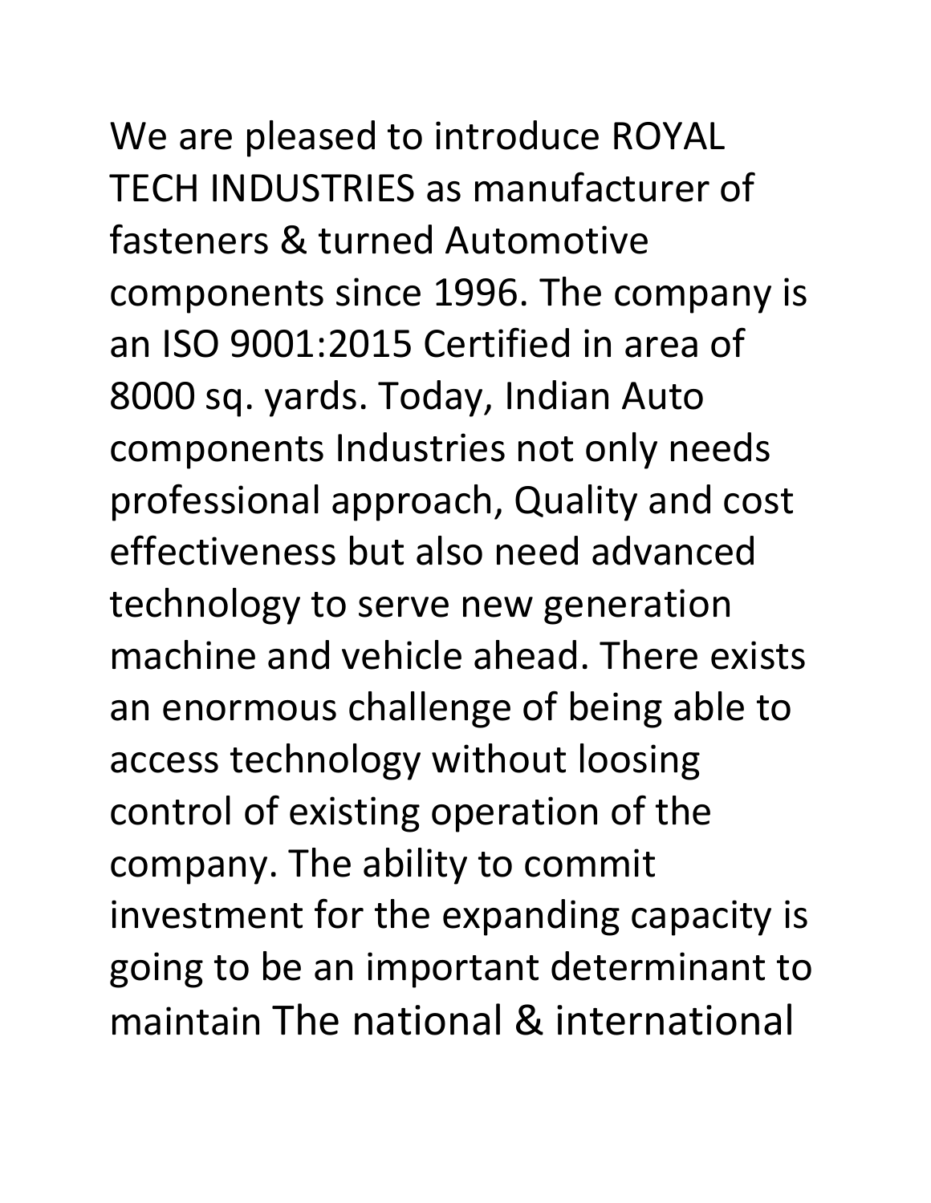We are pleased to introduce ROYAL TECH INDUSTRIES as manufacturer of fasteners & turned Automotive components since 1996. The company is an ISO 9001:2015 Certified in area of 8000 sq. yards. Today, Indian Auto components Industries not only needs professional approach, Quality and cost effectiveness but also need advanced technology to serve new generation machine and vehicle ahead. There exists an enormous challenge of being able to access technology without loosing control of existing operation of the company. The ability to commit investment for the expanding capacity is going to be an important determinant to maintain The national & international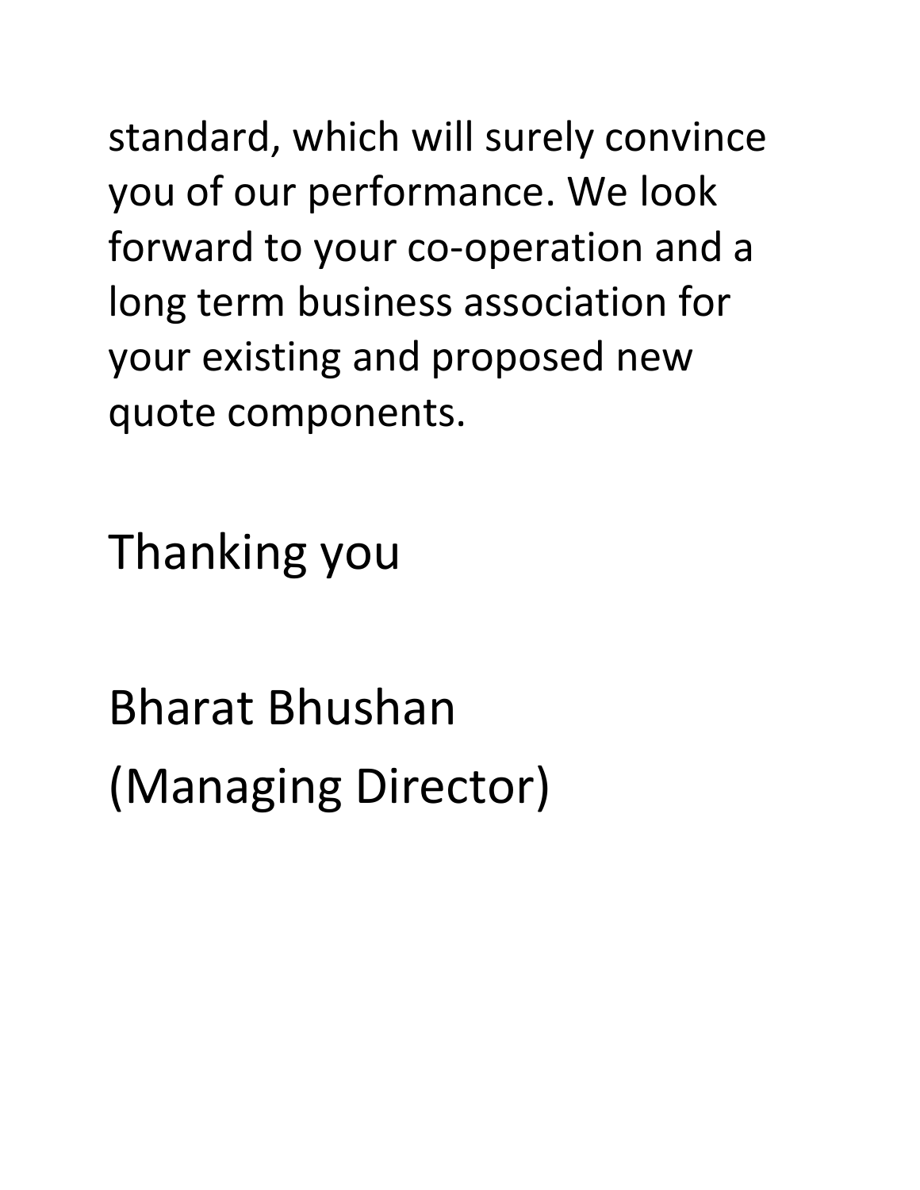standard, which will surely convince you of our performance. We look forward to your co-operation and a long term business association for your existing and proposed new quote components.

Thanking you

Bharat Bhushan
(Managing Director)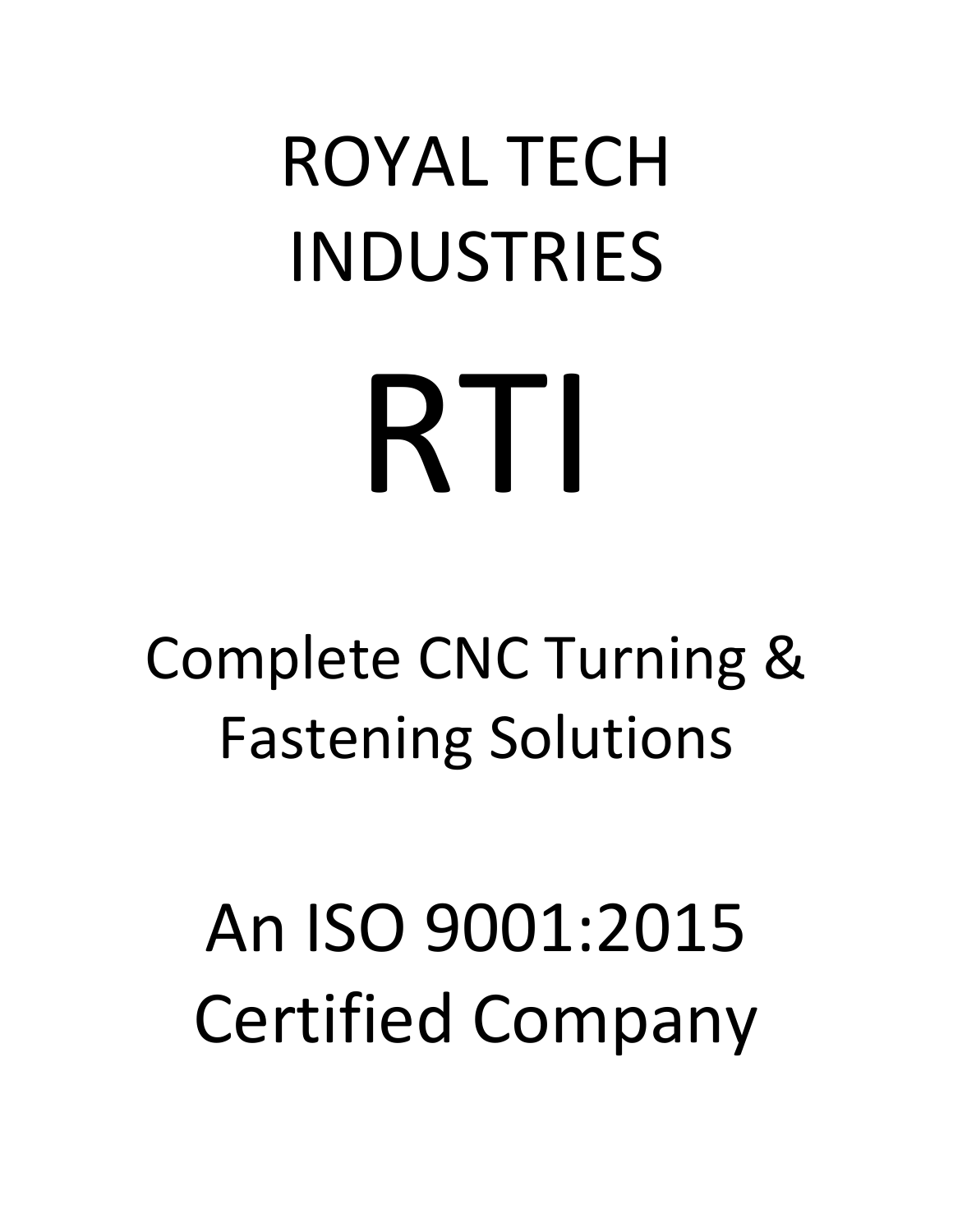# ROYAL TECH INDUSTRIES

# RTI

## Complete CNC Turning & Fastening Solutions

## An ISO 9001:2015 Certified Company